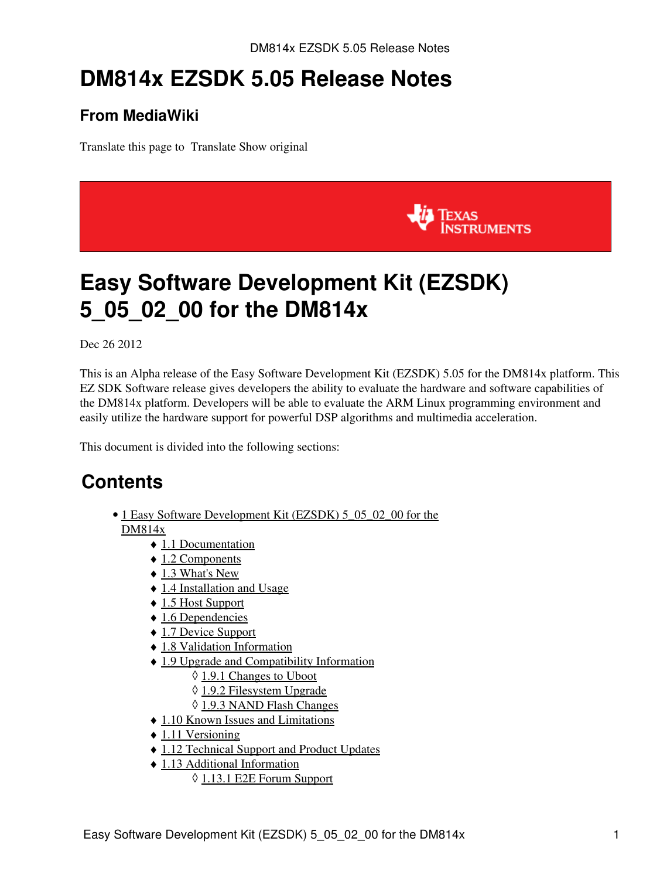# DM814x EZSDK 5.05 Release Notes

### From MediaWiki

Translate this page to Translate Show original

# Easy Software Development Kit (EZSDK) 5_05_02_00 for the DM814x

Dec 26 2012

This is an Alpha release of the Easy Software Development Kit (EZSDK) 5.05 for the DM814x platform. This EZ SDK Software release gives developers the ability to evaluate the hardware and software capabilities of the DM814x platform. Developers will be able to evaluate the ARM Linux programming environment and easily utilize the hardware support for powerful DSP algorithms and multimedia acceleration.

This document is divided into the following sections:

## Contents

- 1 Easy Software Development Kit (EZSDK) 5_05_02_00 for the DM814x
    - 1.1 Documentation
    - 1.2 Components
    - 1.3 What's New
    - 1.4 Installation and Usage
    - 1.5 Host Support
    - 1.6 Dependencies
    - 1.7 Device Support
    - 1.8 Validation Information
    - 1.9 Upgrade and Compatibility Information
        - 1.9.1 Changes to Uboot
        - 1.9.2 Filesystem Upgrade
        - 1.9.3 NAND Flash Changes
    - 1.10 Known Issues and Limitations
    - 1.11 Versioning
    - 1.12 Technical Support and Product Updates
    - 1.13 Additional Information
        - 1.13.1 E2E Forum Support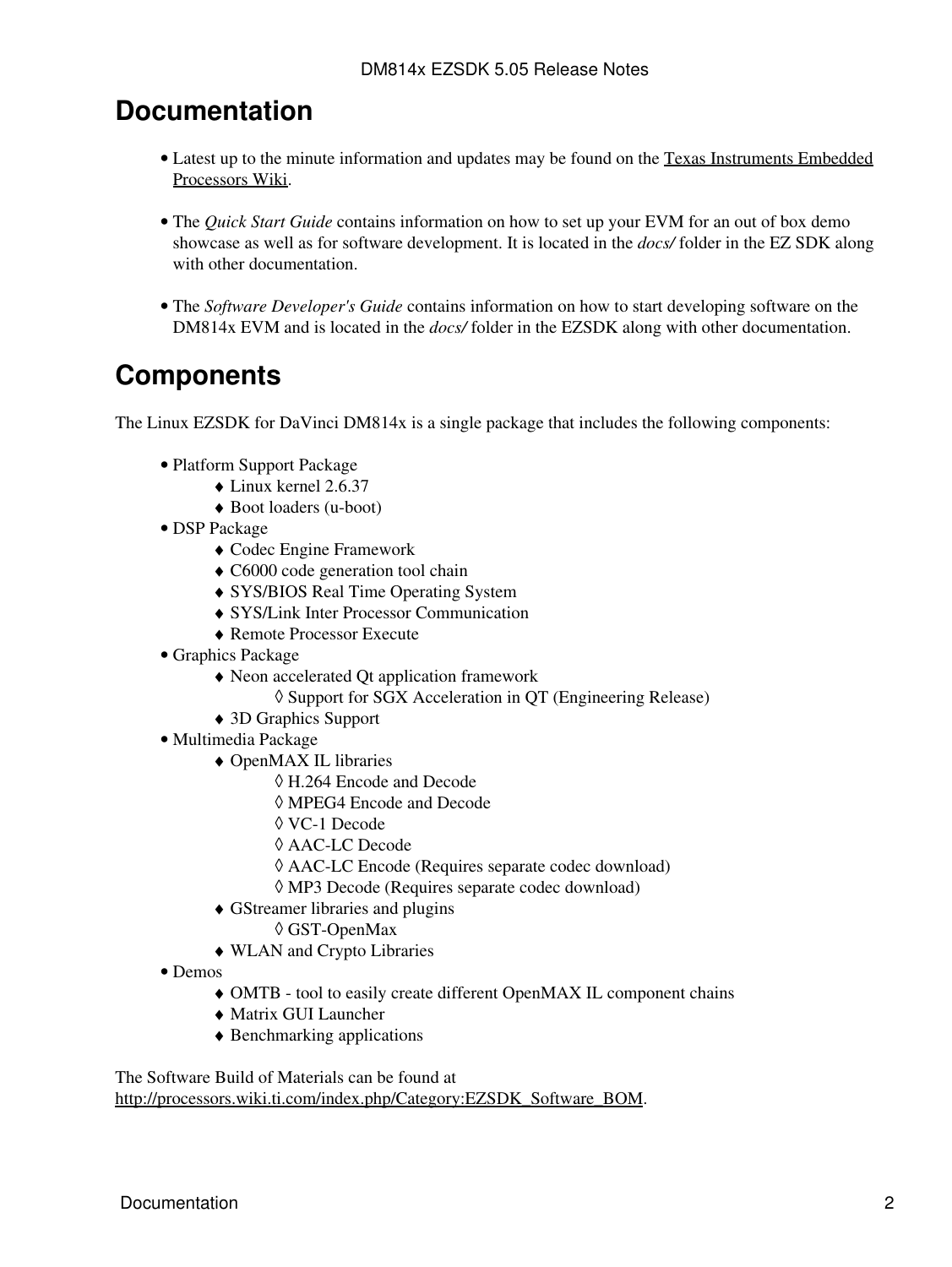## Documentation

- Latest up to the minute information and updates may be found on the Texas Instruments Embedded Processors Wiki.

- The *Quick Start Guide* contains information on how to set up your EVM for an out of box demo showcase as well as for software development. It is located in the *docs/* folder in the EZ SDK along with other documentation.

- The *Software Developer's Guide* contains information on how to start developing software on the DM814x EVM and is located in the *docs/* folder in the EZSDK along with other documentation.

## Components

The Linux EZSDK for DaVinci DM814x is a single package that includes the following components:

- Platform Support Package
    - Linux kernel 2.6.37
    - Boot loaders (u-boot)
- DSP Package
    - Codec Engine Framework
    - C6000 code generation tool chain
    - SYS/BIOS Real Time Operating System
    - SYS/Link Inter Processor Communication
    - Remote Processor Execute
- Graphics Package
    - Neon accelerated Qt application framework
        - Support for SGX Acceleration in QT (Engineering Release)
    - 3D Graphics Support
- Multimedia Package
    - OpenMAX IL libraries
        - H.264 Encode and Decode
        - MPEG4 Encode and Decode
        - VC-1 Decode
        - AAC-LC Decode
        - AAC-LC Encode (Requires separate codec download)
        - MP3 Decode (Requires separate codec download)
    - GStreamer libraries and plugins
        - GST-OpenMax
    - WLAN and Crypto Libraries
- Demos
    - OMTB - tool to easily create different OpenMAX IL component chains
    - Matrix GUI Launcher
    - Benchmarking applications

The Software Build of Materials can be found at http://processors.wiki.ti.com/index.php/Category:EZSDK_Software_BOM.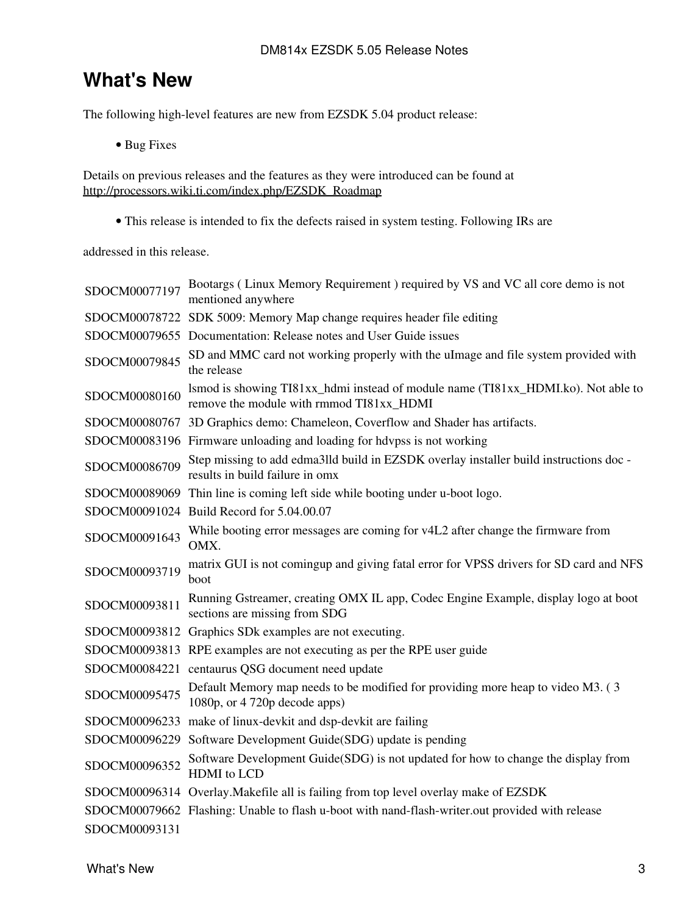# What's New

The following high-level features are new from EZSDK 5.04 product release:

- Bug Fixes

Details on previous releases and the features as they were introduced can be found at http://processors.wiki.ti.com/index.php/EZSDK_Roadmap

- This release is intended to fix the defects raised in system testing. Following IRs are

addressed in this release.

| | |
|---|---|
| SDOCM00077197 | Bootargs ( Linux Memory Requirement ) required by VS and VC all core demo is not mentioned anywhere |
| SDOCM00078722 | SDK 5009: Memory Map change requires header file editing |
| SDOCM00079655 | Documentation: Release notes and User Guide issues |
| SDOCM00079845 | SD and MMC card not working properly with the uImage and file system provided with the release |
| SDOCM00080160 | lsmod is showing TI81xx_hdmi instead of module name (TI81xx_HDMI.ko). Not able to remove the module with rmmod TI81xx_HDMI |
| SDOCM00080767 | 3D Graphics demo: Chameleon, Coverflow and Shader has artifacts. |
| SDOCM00083196 | Firmware unloading and loading for hdvpss is not working |
| SDOCM00086709 | Step missing to add edma3lld build in EZSDK overlay installer build instructions doc - results in build failure in omx |
| SDOCM00089069 | Thin line is coming left side while booting under u-boot logo. |
| SDOCM00091024 | Build Record for 5.04.00.07 |
| SDOCM00091643 | While booting error messages are coming for v4L2 after change the firmware from OMX. |
| SDOCM00093719 | matrix GUI is not comingup and giving fatal error for VPSS drivers for SD card and NFS boot |
| SDOCM00093811 | Running Gstreamer, creating OMX IL app, Codec Engine Example, display logo at boot sections are missing from SDG |
| SDOCM00093812 | Graphics SDk examples are not executing. |
| SDOCM00093813 | RPE examples are not executing as per the RPE user guide |
| SDOCM00084221 | centaurus QSG document need update |
| SDOCM00095475 | Default Memory map needs to be modified for providing more heap to video M3. ( 3 1080p, or 4 720p decode apps) |
| SDOCM00096233 | make of linux-devkit and dsp-devkit are failing |
| SDOCM00096229 | Software Development Guide(SDG) update is pending |
| SDOCM00096352 | Software Development Guide(SDG) is not updated for how to change the display from HDMI to LCD |
| SDOCM00096314 | Overlay.Makefile all is failing from top level overlay make of EZSDK |
| SDOCM00079662 | Flashing: Unable to flash u-boot with nand-flash-writer.out provided with release |
| SDOCM00093131 | |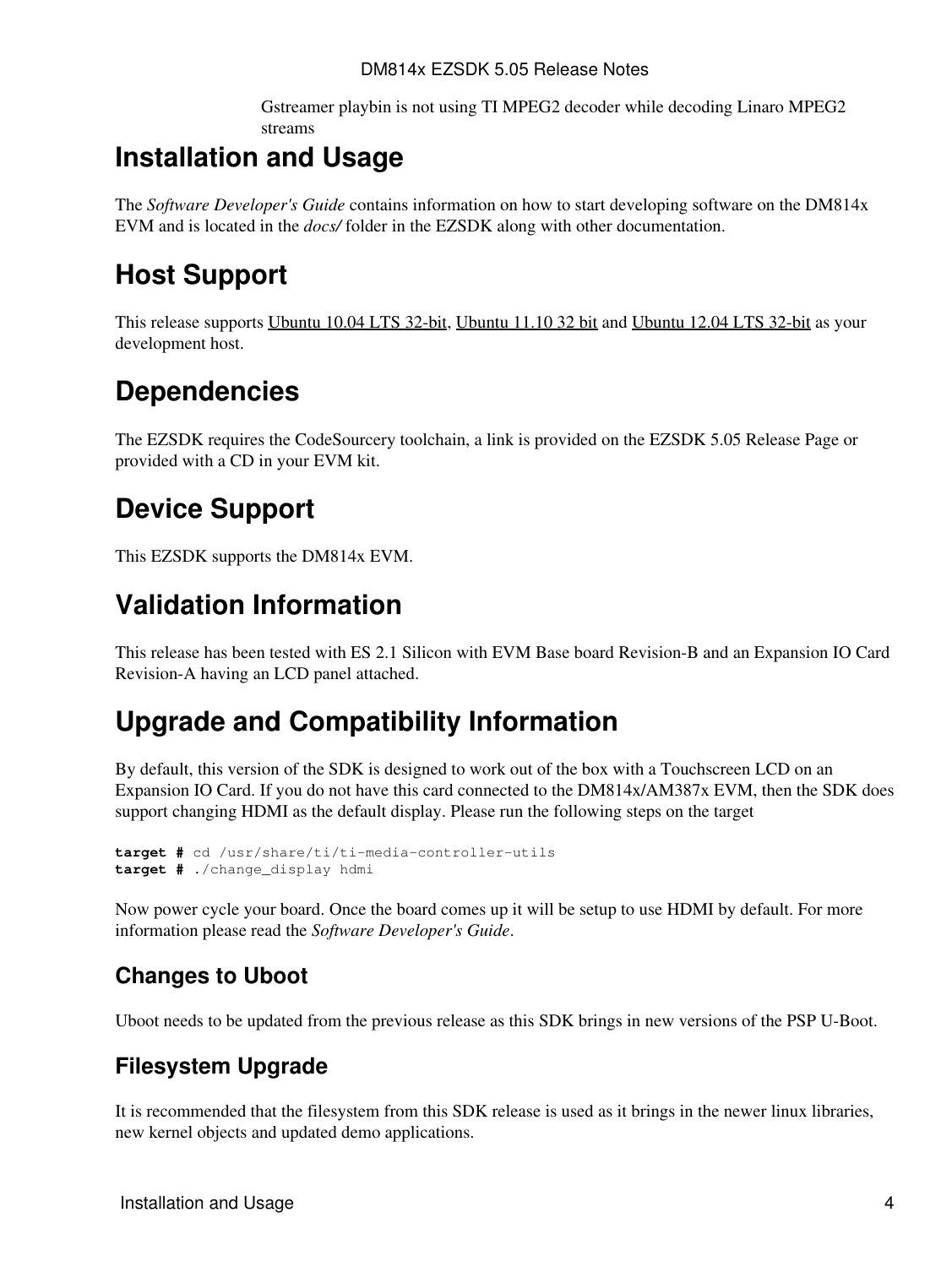Gstreamer playbin is not using TI MPEG2 decoder while decoding Linaro MPEG2 streams

# Installation and Usage

The *Software Developer's Guide* contains information on how to start developing software on the DM814x EVM and is located in the *docs/* folder in the EZSDK along with other documentation.

# Host Support

This release supports Ubuntu 10.04 LTS 32-bit, Ubuntu 11.10 32 bit and Ubuntu 12.04 LTS 32-bit as your development host.

# Dependencies

The EZSDK requires the CodeSourcery toolchain, a link is provided on the EZSDK 5.05 Release Page or provided with a CD in your EVM kit.

# Device Support

This EZSDK supports the DM814x EVM.

# Validation Information

This release has been tested with ES 2.1 Silicon with EVM Base board Revision-B and an Expansion IO Card Revision-A having an LCD panel attached.

# Upgrade and Compatibility Information

By default, this version of the SDK is designed to work out of the box with a Touchscreen LCD on an Expansion IO Card. If you do not have this card connected to the DM814x/AM387x EVM, then the SDK does support changing HDMI as the default display. Please run the following steps on the target

```
target # cd /usr/share/ti/ti-media-controller-utils
target # ./change_display hdmi
```

Now power cycle your board. Once the board comes up it will be setup to use HDMI by default. For more information please read the *Software Developer's Guide*.

## Changes to Uboot

Uboot needs to be updated from the previous release as this SDK brings in new versions of the PSP U-Boot.

## Filesystem Upgrade

It is recommended that the filesystem from this SDK release is used as it brings in the newer linux libraries, new kernel objects and updated demo applications.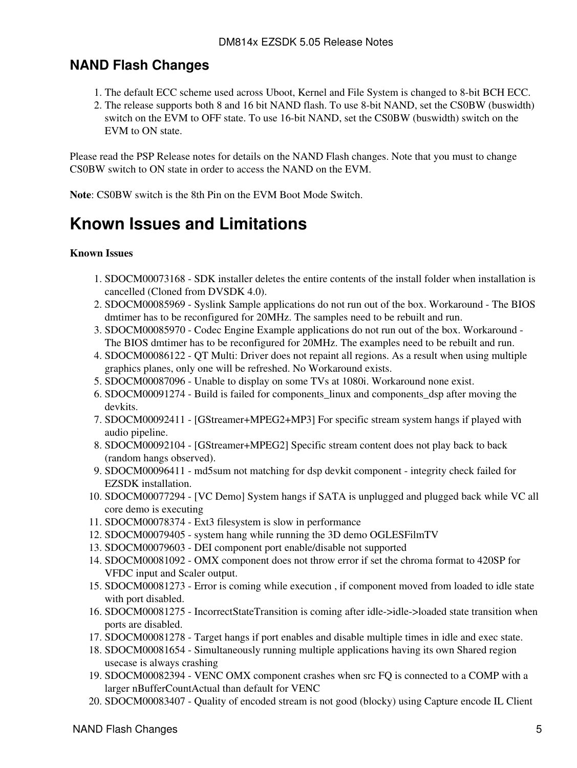## NAND Flash Changes

1. The default ECC scheme used across Uboot, Kernel and File System is changed to 8-bit BCH ECC.
2. The release supports both 8 and 16 bit NAND flash. To use 8-bit NAND, set the CS0BW (buswidth) switch on the EVM to OFF state. To use 16-bit NAND, set the CS0BW (buswidth) switch on the EVM to ON state.

Please read the PSP Release notes for details on the NAND Flash changes. Note that you must to change CS0BW switch to ON state in order to access the NAND on the EVM.

**Note**: CS0BW switch is the 8th Pin on the EVM Boot Mode Switch.

# Known Issues and Limitations

**Known Issues**

1. SDOCM00073168 - SDK installer deletes the entire contents of the install folder when installation is cancelled (Cloned from DVSDK 4.0).
2. SDOCM00085969 - Syslink Sample applications do not run out of the box. Workaround - The BIOS dmtimer has to be reconfigured for 20MHz. The samples need to be rebuilt and run.
3. SDOCM00085970 - Codec Engine Example applications do not run out of the box. Workaround - The BIOS dmtimer has to be reconfigured for 20MHz. The examples need to be rebuilt and run.
4. SDOCM00086122 - QT Multi: Driver does not repaint all regions. As a result when using multiple graphics planes, only one will be refreshed. No Workaround exists.
5. SDOCM00087096 - Unable to display on some TVs at 1080i. Workaround none exist.
6. SDOCM00091274 - Build is failed for components_linux and components_dsp after moving the devkits.
7. SDOCM00092411 - [GStreamer+MPEG2+MP3] For specific stream system hangs if played with audio pipeline.
8. SDOCM00092104 - [GStreamer+MPEG2] Specific stream content does not play back to back (random hangs observed).
9. SDOCM00096411 - md5sum not matching for dsp devkit component - integrity check failed for EZSDK installation.
10. SDOCM00077294 - [VC Demo] System hangs if SATA is unplugged and plugged back while VC all core demo is executing
11. SDOCM00078374 - Ext3 filesystem is slow in performance
12. SDOCM00079405 - system hang while running the 3D demo OGLESFilmTV
13. SDOCM00079603 - DEI component port enable/disable not supported
14. SDOCM00081092 - OMX component does not throw error if set the chroma format to 420SP for VFDC input and Scaler output.
15. SDOCM00081273 - Error is coming while execution , if component moved from loaded to idle state with port disabled.
16. SDOCM00081275 - IncorrectStateTransition is coming after idle->idle->loaded state transition when ports are disabled.
17. SDOCM00081278 - Target hangs if port enables and disable multiple times in idle and exec state.
18. SDOCM00081654 - Simultaneously running multiple applications having its own Shared region usecase is always crashing
19. SDOCM00082394 - VENC OMX component crashes when src FQ is connected to a COMP with a larger nBufferCountActual than default for VENC
20. SDOCM00083407 - Quality of encoded stream is not good (blocky) using Capture encode IL Client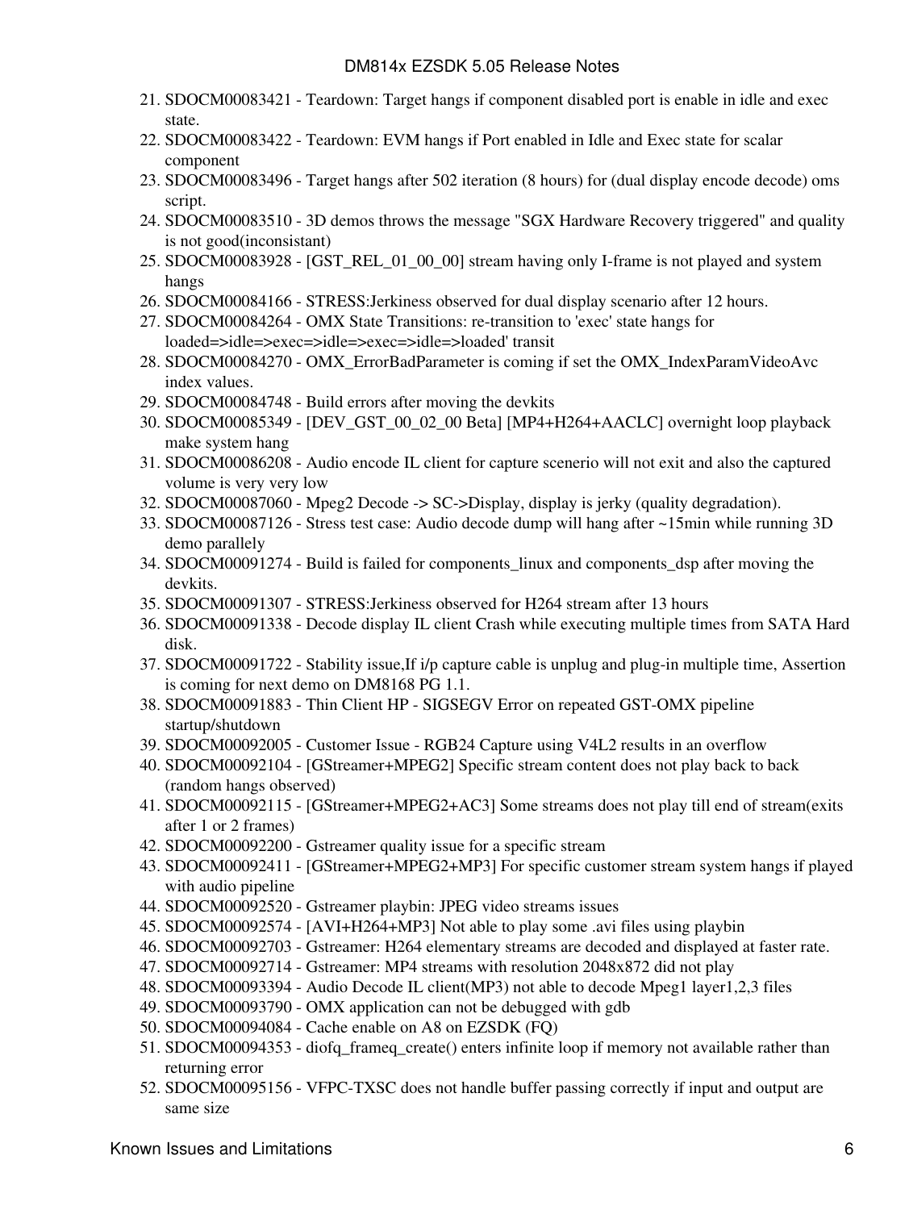21. SDOCM00083421 - Teardown: Target hangs if component disabled port is enable in idle and exec state.
22. SDOCM00083422 - Teardown: EVM hangs if Port enabled in Idle and Exec state for scalar component
23. SDOCM00083496 - Target hangs after 502 iteration (8 hours) for (dual display encode decode) oms script.
24. SDOCM00083510 - 3D demos throws the message "SGX Hardware Recovery triggered" and quality is not good(inconsistant)
25. SDOCM00083928 - [GST_REL_01_00_00] stream having only I-frame is not played and system hangs
26. SDOCM00084166 - STRESS:Jerkiness observed for dual display scenario after 12 hours.
27. SDOCM00084264 - OMX State Transitions: re-transition to 'exec' state hangs for loaded=>idle=>exec=>idle=>exec=>idle=>loaded' transit
28. SDOCM00084270 - OMX_ErrorBadParameter is coming if set the OMX_IndexParamVideoAvc index values.
29. SDOCM00084748 - Build errors after moving the devkits
30. SDOCM00085349 - [DEV_GST_00_02_00 Beta] [MP4+H264+AACLC] overnight loop playback make system hang
31. SDOCM00086208 - Audio encode IL client for capture scenerio will not exit and also the captured volume is very very low
32. SDOCM00087060 - Mpeg2 Decode -> SC->Display, display is jerky (quality degradation).
33. SDOCM00087126 - Stress test case: Audio decode dump will hang after ~15min while running 3D demo parallely
34. SDOCM00091274 - Build is failed for components_linux and components_dsp after moving the devkits.
35. SDOCM00091307 - STRESS:Jerkiness observed for H264 stream after 13 hours
36. SDOCM00091338 - Decode display IL client Crash while executing multiple times from SATA Hard disk.
37. SDOCM00091722 - Stability issue,If i/p capture cable is unplug and plug-in multiple time, Assertion is coming for next demo on DM8168 PG 1.1.
38. SDOCM00091883 - Thin Client HP - SIGSEGV Error on repeated GST-OMX pipeline startup/shutdown
39. SDOCM00092005 - Customer Issue - RGB24 Capture using V4L2 results in an overflow
40. SDOCM00092104 - [GStreamer+MPEG2] Specific stream content does not play back to back (random hangs observed)
41. SDOCM00092115 - [GStreamer+MPEG2+AC3] Some streams does not play till end of stream(exits after 1 or 2 frames)
42. SDOCM00092200 - Gstreamer quality issue for a specific stream
43. SDOCM00092411 - [GStreamer+MPEG2+MP3] For specific customer stream system hangs if played with audio pipeline
44. SDOCM00092520 - Gstreamer playbin: JPEG video streams issues
45. SDOCM00092574 - [AVI+H264+MP3] Not able to play some .avi files using playbin
46. SDOCM00092703 - Gstreamer: H264 elementary streams are decoded and displayed at faster rate.
47. SDOCM00092714 - Gstreamer: MP4 streams with resolution 2048x872 did not play
48. SDOCM00093394 - Audio Decode IL client(MP3) not able to decode Mpeg1 layer1,2,3 files
49. SDOCM00093790 - OMX application can not be debugged with gdb
50. SDOCM00094084 - Cache enable on A8 on EZSDK (FQ)
51. SDOCM00094353 - diofq_frameq_create() enters infinite loop if memory not available rather than returning error
52. SDOCM00095156 - VFPC-TXSC does not handle buffer passing correctly if input and output are same size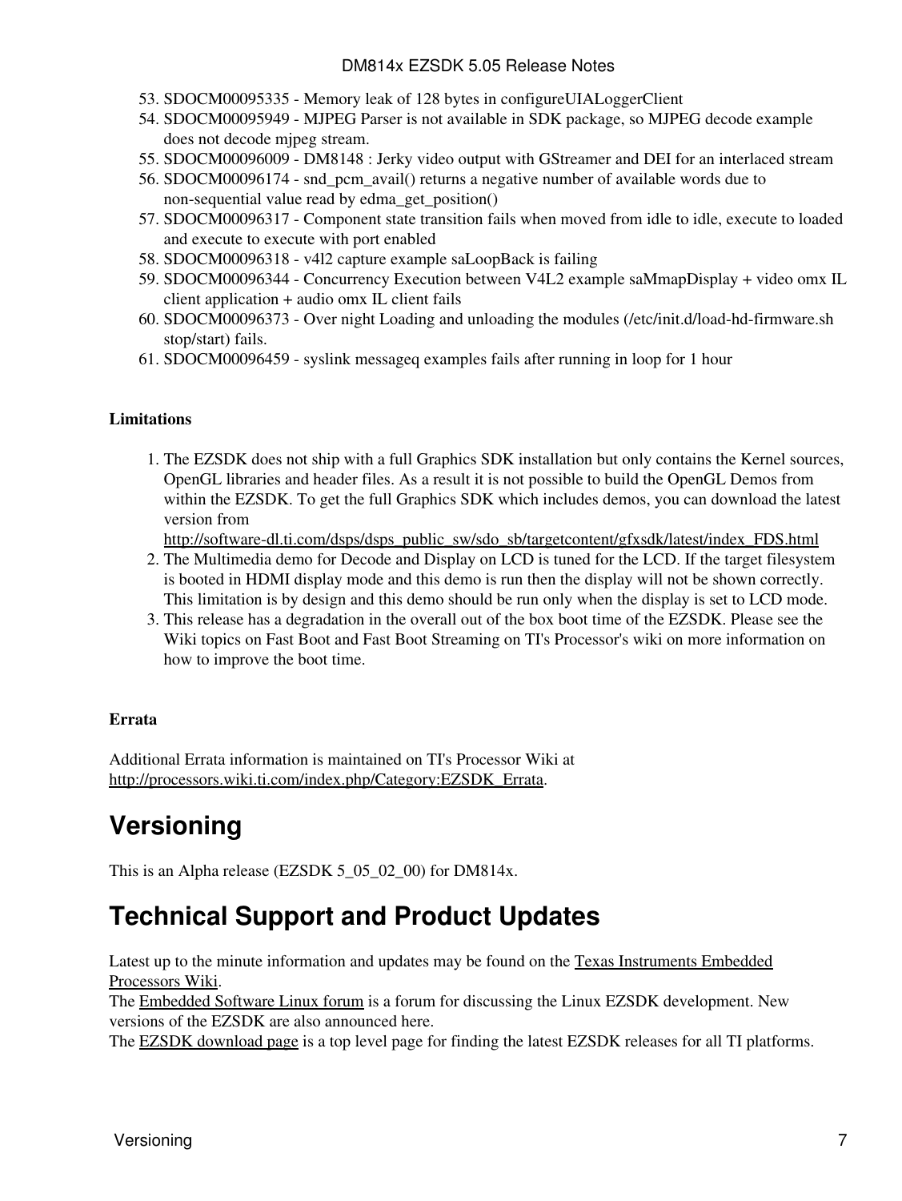53. SDOCM00095335 - Memory leak of 128 bytes in configureUIALoggerClient
54. SDOCM00095949 - MJPEG Parser is not available in SDK package, so MJPEG decode example does not decode mjpeg stream.
55. SDOCM00096009 - DM8148 : Jerky video output with GStreamer and DEI for an interlaced stream
56. SDOCM00096174 - snd_pcm_avail() returns a negative number of available words due to non-sequential value read by edma_get_position()
57. SDOCM00096317 - Component state transition fails when moved from idle to idle, execute to loaded and execute to execute with port enabled
58. SDOCM00096318 - v4l2 capture example saLoopBack is failing
59. SDOCM00096344 - Concurrency Execution between V4L2 example saMmapDisplay + video omx IL client application + audio omx IL client fails
60. SDOCM00096373 - Over night Loading and unloading the modules (/etc/init.d/load-hd-firmware.sh stop/start) fails.
61. SDOCM00096459 - syslink messageq examples fails after running in loop for 1 hour

**Limitations**

1. The EZSDK does not ship with a full Graphics SDK installation but only contains the Kernel sources, OpenGL libraries and header files. As a result it is not possible to build the OpenGL Demos from within the EZSDK. To get the full Graphics SDK which includes demos, you can download the latest version from http://software-dl.ti.com/dsps/dsps_public_sw/sdo_sb/targetcontent/gfxsdk/latest/index_FDS.html
2. The Multimedia demo for Decode and Display on LCD is tuned for the LCD. If the target filesystem is booted in HDMI display mode and this demo is run then the display will not be shown correctly. This limitation is by design and this demo should be run only when the display is set to LCD mode.
3. This release has a degradation in the overall out of the box boot time of the EZSDK. Please see the Wiki topics on Fast Boot and Fast Boot Streaming on TI's Processor's wiki on more information on how to improve the boot time.

**Errata**

Additional Errata information is maintained on TI's Processor Wiki at http://processors.wiki.ti.com/index.php/Category:EZSDK_Errata.

# Versioning

This is an Alpha release (EZSDK 5_05_02_00) for DM814x.

# Technical Support and Product Updates

Latest up to the minute information and updates may be found on the Texas Instruments Embedded Processors Wiki.
The Embedded Software Linux forum is a forum for discussing the Linux EZSDK development. New versions of the EZSDK are also announced here.
The EZSDK download page is a top level page for finding the latest EZSDK releases for all TI platforms.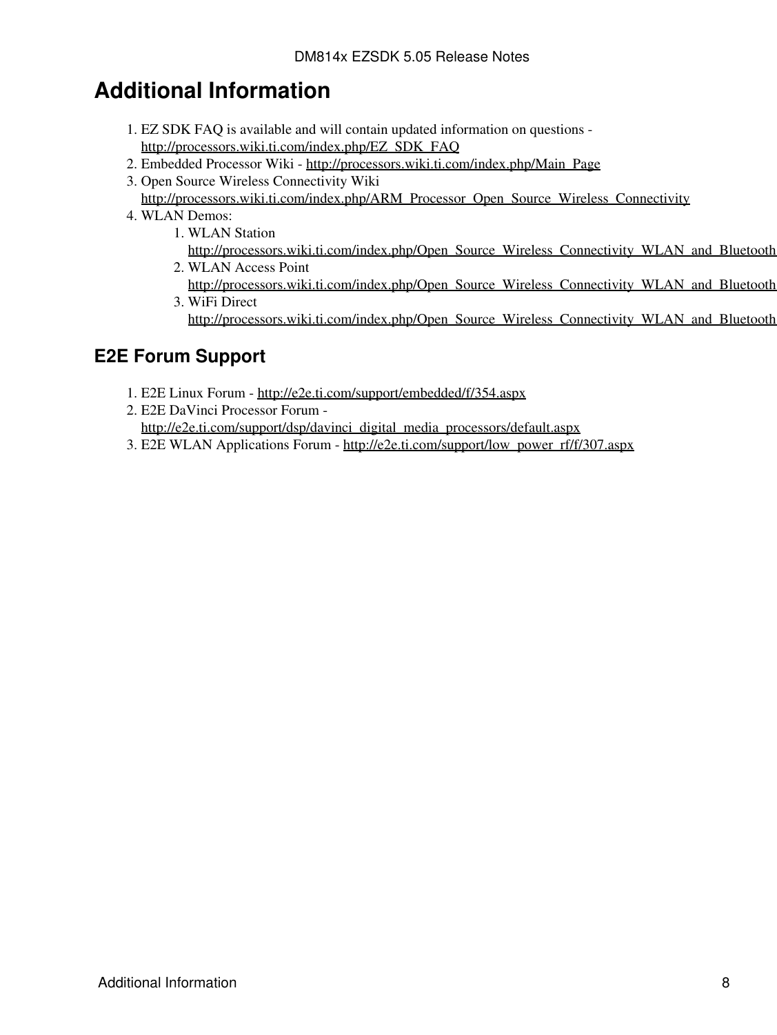# Additional Information

1. EZ SDK FAQ is available and will contain updated information on questions - http://processors.wiki.ti.com/index.php/EZ_SDK_FAQ
2. Embedded Processor Wiki - http://processors.wiki.ti.com/index.php/Main_Page
3. Open Source Wireless Connectivity Wiki http://processors.wiki.ti.com/index.php/ARM_Processor_Open_Source_Wireless_Connectivity
4. WLAN Demos:
   1. WLAN Station http://processors.wiki.ti.com/index.php/Open_Source_Wireless_Connectivity_WLAN_and_Bluetooth
   2. WLAN Access Point http://processors.wiki.ti.com/index.php/Open_Source_Wireless_Connectivity_WLAN_and_Bluetooth
   3. WiFi Direct http://processors.wiki.ti.com/index.php/Open_Source_Wireless_Connectivity_WLAN_and_Bluetooth

## E2E Forum Support

1. E2E Linux Forum - http://e2e.ti.com/support/embedded/f/354.aspx
2. E2E DaVinci Processor Forum - http://e2e.ti.com/support/dsp/davinci_digital_media_processors/default.aspx
3. E2E WLAN Applications Forum - http://e2e.ti.com/support/low_power_rf/f/307.aspx